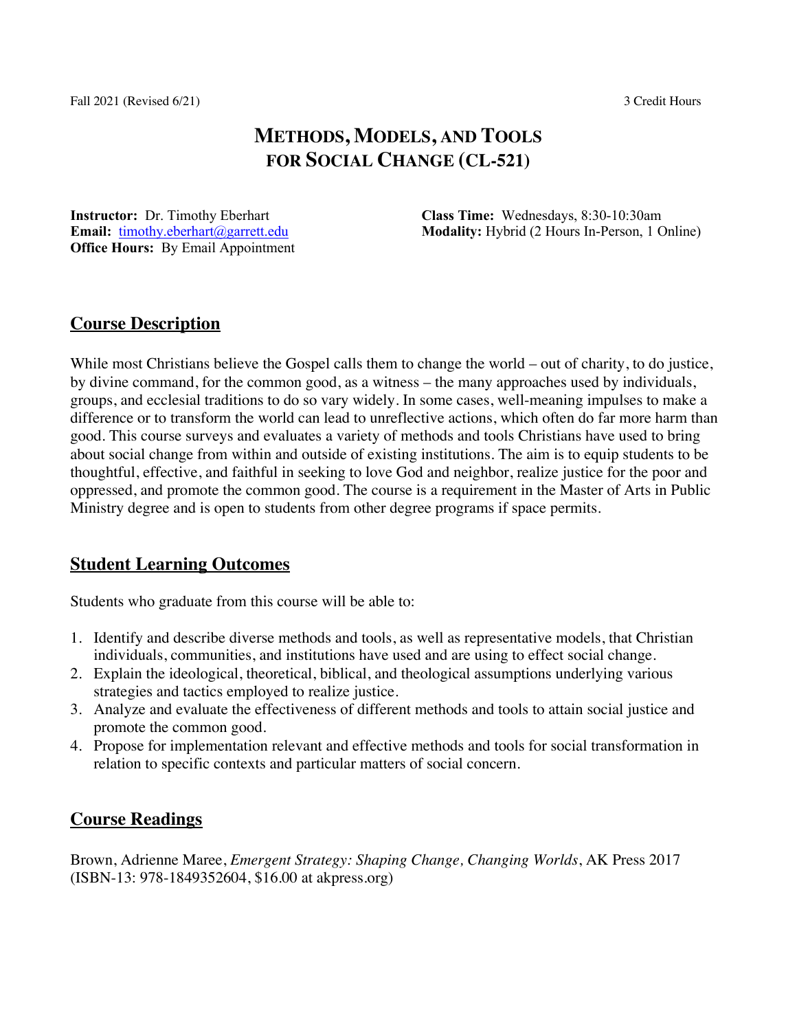Fall 2021 (Revised 6/21) 3 Credit Hours

# METHODS, MODELS, AND TOOLS FOR SOCIAL CHANGE (CL-521)

**Instructor:** Dr. Timothy Eberhart
**Email:** timothy.eberhart@garrett.edu
**Office Hours:** By Email Appointment

**Class Time:** Wednesdays, 8:30-10:30am
**Modality:** Hybrid (2 Hours In-Person, 1 Online)

## Course Description

While most Christians believe the Gospel calls them to change the world – out of charity, to do justice, by divine command, for the common good, as a witness – the many approaches used by individuals, groups, and ecclesial traditions to do so vary widely. In some cases, well-meaning impulses to make a difference or to transform the world can lead to unreflective actions, which often do far more harm than good. This course surveys and evaluates a variety of methods and tools Christians have used to bring about social change from within and outside of existing institutions. The aim is to equip students to be thoughtful, effective, and faithful in seeking to love God and neighbor, realize justice for the poor and oppressed, and promote the common good. The course is a requirement in the Master of Arts in Public Ministry degree and is open to students from other degree programs if space permits.

## Student Learning Outcomes

Students who graduate from this course will be able to:

1. Identify and describe diverse methods and tools, as well as representative models, that Christian individuals, communities, and institutions have used and are using to effect social change.
2. Explain the ideological, theoretical, biblical, and theological assumptions underlying various strategies and tactics employed to realize justice.
3. Analyze and evaluate the effectiveness of different methods and tools to attain social justice and promote the common good.
4. Propose for implementation relevant and effective methods and tools for social transformation in relation to specific contexts and particular matters of social concern.

## Course Readings

Brown, Adrienne Maree, *Emergent Strategy: Shaping Change, Changing Worlds*, AK Press 2017 (ISBN-13: 978-1849352604, $16.00 at akpress.org)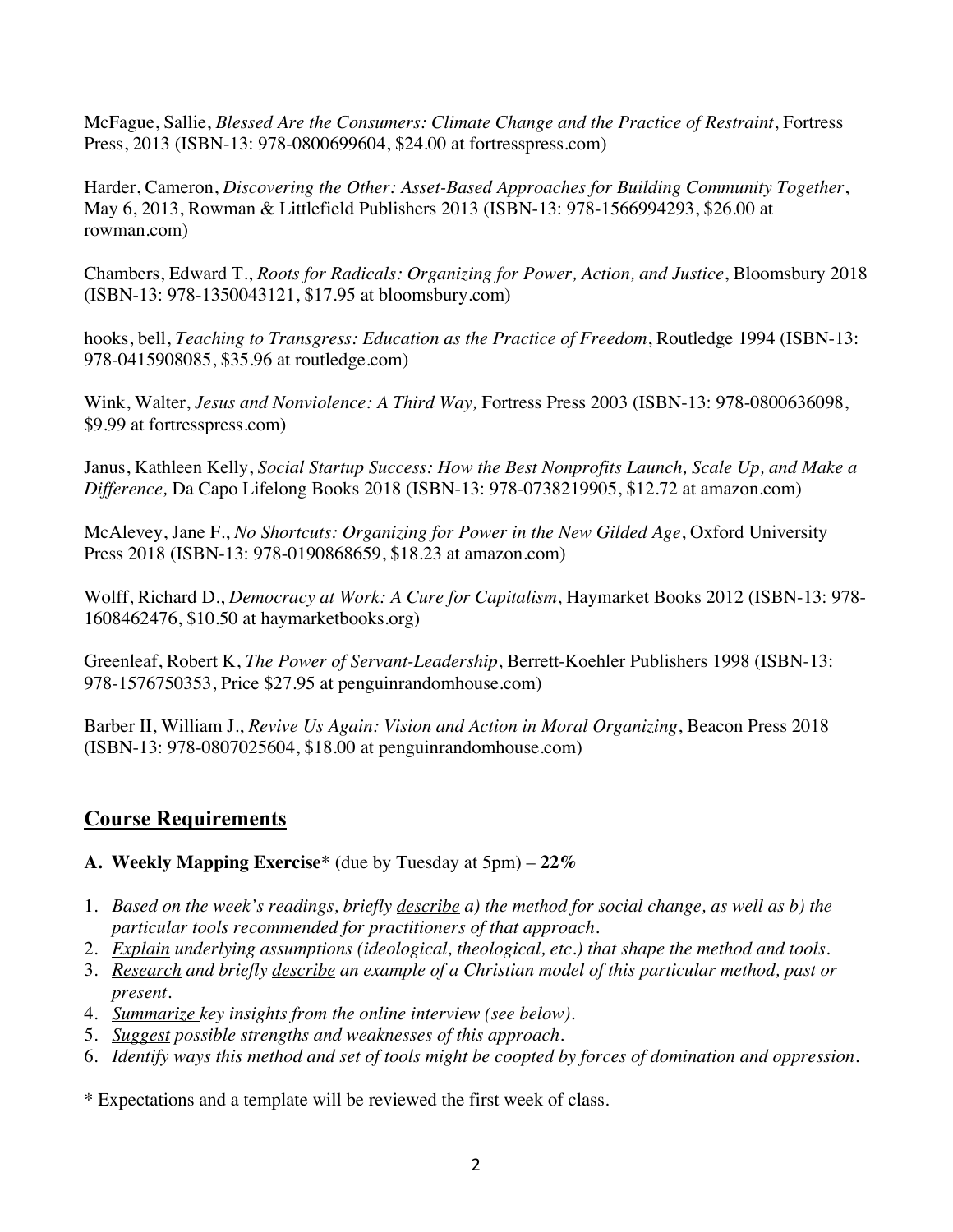McFague, Sallie, *Blessed Are the Consumers: Climate Change and the Practice of Restraint*, Fortress Press, 2013 (ISBN-13: 978-0800699604, $24.00 at fortresspress.com)

Harder, Cameron, *Discovering the Other: Asset-Based Approaches for Building Community Together*, May 6, 2013, Rowman & Littlefield Publishers 2013 (ISBN-13: 978-1566994293, $26.00 at rowman.com)

Chambers, Edward T., *Roots for Radicals: Organizing for Power, Action, and Justice*, Bloomsbury 2018 (ISBN-13: 978-1350043121, $17.95 at bloomsbury.com)

hooks, bell, *Teaching to Transgress: Education as the Practice of Freedom*, Routledge 1994 (ISBN-13: 978-0415908085, $35.96 at routledge.com)

Wink, Walter, *Jesus and Nonviolence: A Third Way,* Fortress Press 2003 (ISBN-13: 978-0800636098, $9.99 at fortresspress.com)

Janus, Kathleen Kelly, *Social Startup Success: How the Best Nonprofits Launch, Scale Up, and Make a Difference,* Da Capo Lifelong Books 2018 (ISBN-13: 978-0738219905, $12.72 at amazon.com)

McAlevey, Jane F., *No Shortcuts: Organizing for Power in the New Gilded Age*, Oxford University Press 2018 (ISBN-13: 978-0190868659, $18.23 at amazon.com)

Wolff, Richard D., *Democracy at Work: A Cure for Capitalism*, Haymarket Books 2012 (ISBN-13: 978-1608462476, $10.50 at haymarketbooks.org)

Greenleaf, Robert K, *The Power of Servant-Leadership*, Berrett-Koehler Publishers 1998 (ISBN-13: 978-1576750353, Price $27.95 at penguinrandomhouse.com)

Barber II, William J., *Revive Us Again: Vision and Action in Moral Organizing*, Beacon Press 2018 (ISBN-13: 978-0807025604, $18.00 at penguinrandomhouse.com)

## Course Requirements

**A. Weekly Mapping Exercise*** (due by Tuesday at 5pm) – **22%**

1. *Based on the week's readings, briefly describe a) the method for social change, as well as b) the particular tools recommended for practitioners of that approach.*
2. *Explain underlying assumptions (ideological, theological, etc.) that shape the method and tools.*
3. *Research and briefly describe an example of a Christian model of this particular method, past or present.*
4. *Summarize key insights from the online interview (see below).*
5. *Suggest possible strengths and weaknesses of this approach.*
6. *Identify ways this method and set of tools might be coopted by forces of domination and oppression.*

* Expectations and a template will be reviewed the first week of class.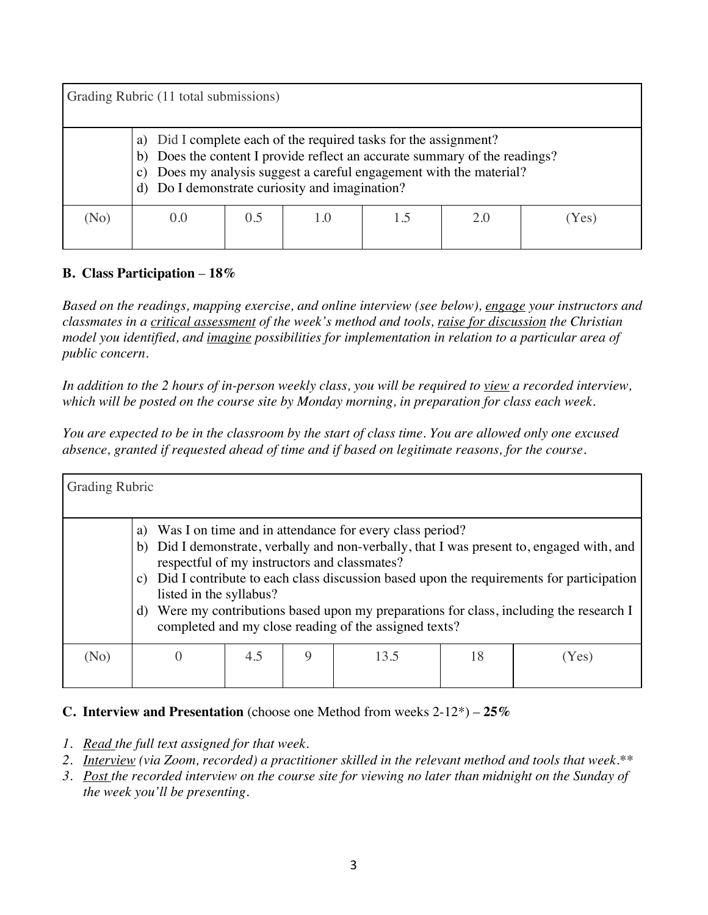| Grading Rubric (11 total submissions) | | | | | | |
|---|---|---|---|---|---|---|
| | a) Did I complete each of the required tasks for the assignment?<br>b) Does the content I provide reflect an accurate summary of the readings?<br>c) Does my analysis suggest a careful engagement with the material?<br>d) Do I demonstrate curiosity and imagination? | | | | | |
| (No) | 0.0 | 0.5 | 1.0 | 1.5 | 2.0 | (Yes) |

**B. Class Participation – 18%**

*Based on the readings, mapping exercise, and online interview (see below), engage your instructors and classmates in a critical assessment of the week's method and tools, raise for discussion the Christian model you identified, and imagine possibilities for implementation in relation to a particular area of public concern.*

*In addition to the 2 hours of in-person weekly class, you will be required to view a recorded interview, which will be posted on the course site by Monday morning, in preparation for class each week.*

*You are expected to be in the classroom by the start of class time. You are allowed only one excused absence, granted if requested ahead of time and if based on legitimate reasons, for the course.*

| Grading Rubric | | | | | | |
|---|---|---|---|---|---|---|
| | a) Was I on time and in attendance for every class period?<br>b) Did I demonstrate, verbally and non-verbally, that I was present to, engaged with, and respectful of my instructors and classmates?<br>c) Did I contribute to each class discussion based upon the requirements for participation listed in the syllabus?<br>d) Were my contributions based upon my preparations for class, including the research I completed and my close reading of the assigned texts? | | | | | |
| (No) | 0 | 4.5 | 9 | 13.5 | 18 | (Yes) |

**C. Interview and Presentation** (choose one Method from weeks 2-12*) – **25%**

1. *Read the full text assigned for that week.*
2. *Interview (via Zoom, recorded) a practitioner skilled in the relevant method and tools that week.***
3. *Post the recorded interview on the course site for viewing no later than midnight on the Sunday of the week you'll be presenting.*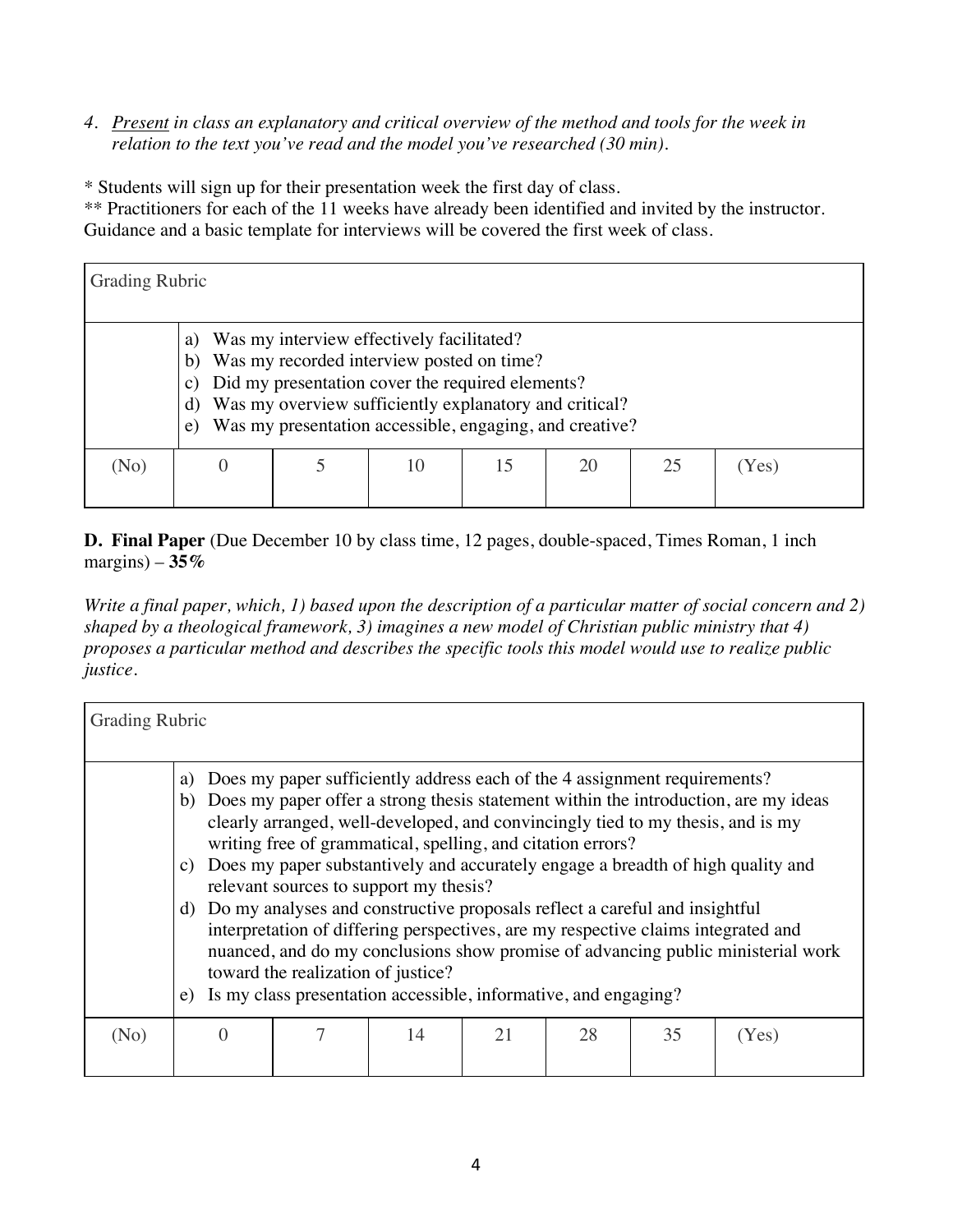4. *Present in class an explanatory and critical overview of the method and tools for the week in relation to the text you've read and the model you've researched (30 min).*

\* Students will sign up for their presentation week the first day of class.
\*\* Practitioners for each of the 11 weeks have already been identified and invited by the instructor. Guidance and a basic template for interviews will be covered the first week of class.

| Grading Rubric | | | | | | | |
|---|---|---|---|---|---|---|---|
| | a) Was my interview effectively facilitated?<br>b) Was my recorded interview posted on time?<br>c) Did my presentation cover the required elements?<br>d) Was my overview sufficiently explanatory and critical?<br>e) Was my presentation accessible, engaging, and creative? | | | | | | |
| (No) | 0 | 5 | 10 | 15 | 20 | 25 | (Yes) |

**D. Final Paper** (Due December 10 by class time, 12 pages, double-spaced, Times Roman, 1 inch margins) – **35%**

*Write a final paper, which, 1) based upon the description of a particular matter of social concern and 2) shaped by a theological framework, 3) imagines a new model of Christian public ministry that 4) proposes a particular method and describes the specific tools this model would use to realize public justice.*

| Grading Rubric | | | | | | | |
|---|---|---|---|---|---|---|---|
| | a) Does my paper sufficiently address each of the 4 assignment requirements?<br>b) Does my paper offer a strong thesis statement within the introduction, are my ideas clearly arranged, well-developed, and convincingly tied to my thesis, and is my writing free of grammatical, spelling, and citation errors?<br>c) Does my paper substantively and accurately engage a breadth of high quality and relevant sources to support my thesis?<br>d) Do my analyses and constructive proposals reflect a careful and insightful interpretation of differing perspectives, are my respective claims integrated and nuanced, and do my conclusions show promise of advancing public ministerial work toward the realization of justice?<br>e) Is my class presentation accessible, informative, and engaging? | | | | | | |
| (No) | 0 | 7 | 14 | 21 | 28 | 35 | (Yes) |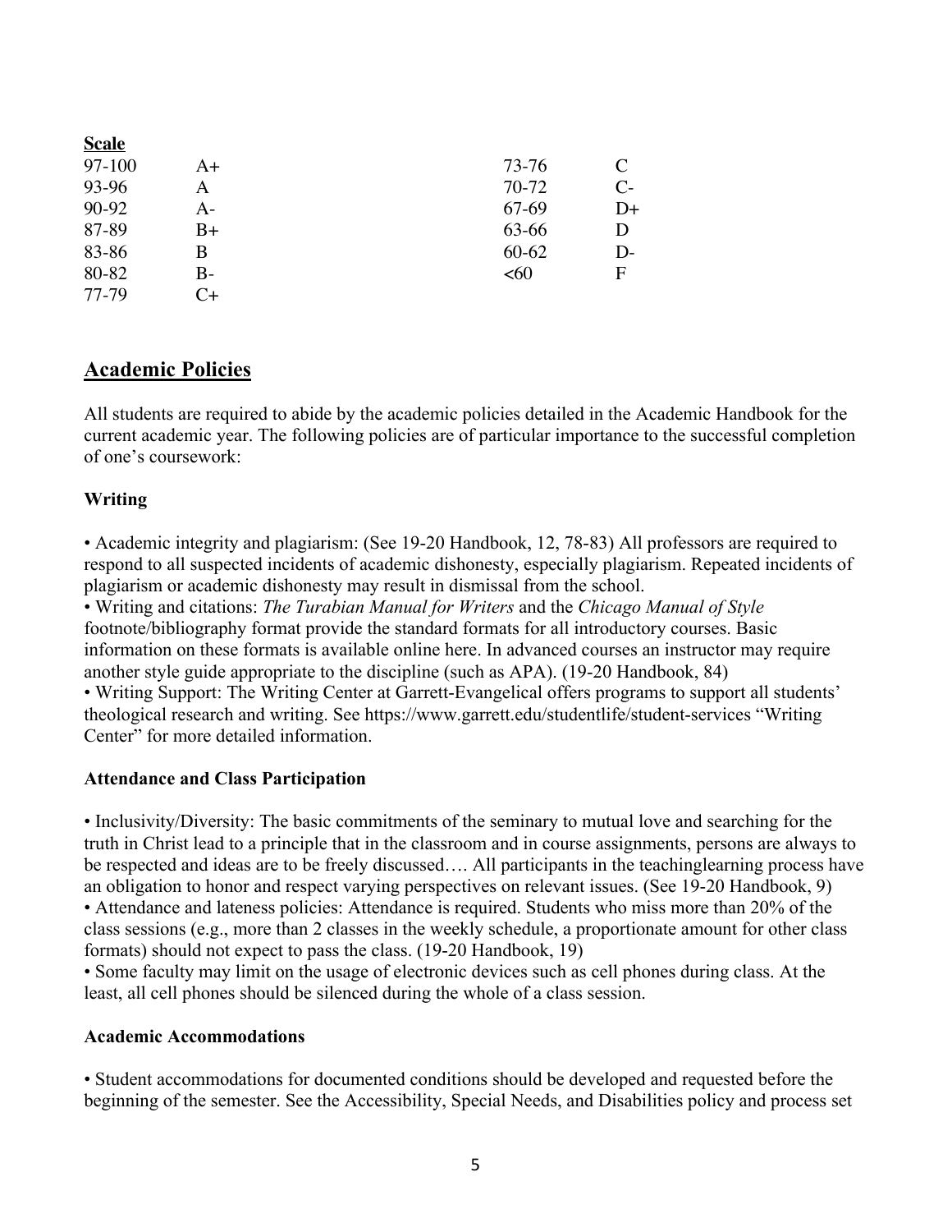**Scale**

| | | | |
|---|---|---|---|
| 97-100 | A+ | 73-76 | C |
| 93-96 | A | 70-72 | C- |
| 90-92 | A- | 67-69 | D+ |
| 87-89 | B+ | 63-66 | D |
| 83-86 | B | 60-62 | D- |
| 80-82 | B- | <60 | F |
| 77-79 | C+ | | |

## Academic Policies

All students are required to abide by the academic policies detailed in the Academic Handbook for the current academic year. The following policies are of particular importance to the successful completion of one's coursework:

### Writing

- Academic integrity and plagiarism: (See 19-20 Handbook, 12, 78-83) All professors are required to respond to all suspected incidents of academic dishonesty, especially plagiarism. Repeated incidents of plagiarism or academic dishonesty may result in dismissal from the school.
- Writing and citations: *The Turabian Manual for Writers* and the *Chicago Manual of Style* footnote/bibliography format provide the standard formats for all introductory courses. Basic information on these formats is available online here. In advanced courses an instructor may require another style guide appropriate to the discipline (such as APA). (19-20 Handbook, 84)
- Writing Support: The Writing Center at Garrett-Evangelical offers programs to support all students' theological research and writing. See https://www.garrett.edu/studentlife/student-services "Writing Center" for more detailed information.

### Attendance and Class Participation

- Inclusivity/Diversity: The basic commitments of the seminary to mutual love and searching for the truth in Christ lead to a principle that in the classroom and in course assignments, persons are always to be respected and ideas are to be freely discussed…. All participants in the teachinglearning process have an obligation to honor and respect varying perspectives on relevant issues. (See 19-20 Handbook, 9)
- Attendance and lateness policies: Attendance is required. Students who miss more than 20% of the class sessions (e.g., more than 2 classes in the weekly schedule, a proportionate amount for other class formats) should not expect to pass the class. (19-20 Handbook, 19)
- Some faculty may limit on the usage of electronic devices such as cell phones during class. At the least, all cell phones should be silenced during the whole of a class session.

### Academic Accommodations

- Student accommodations for documented conditions should be developed and requested before the beginning of the semester. See the Accessibility, Special Needs, and Disabilities policy and process set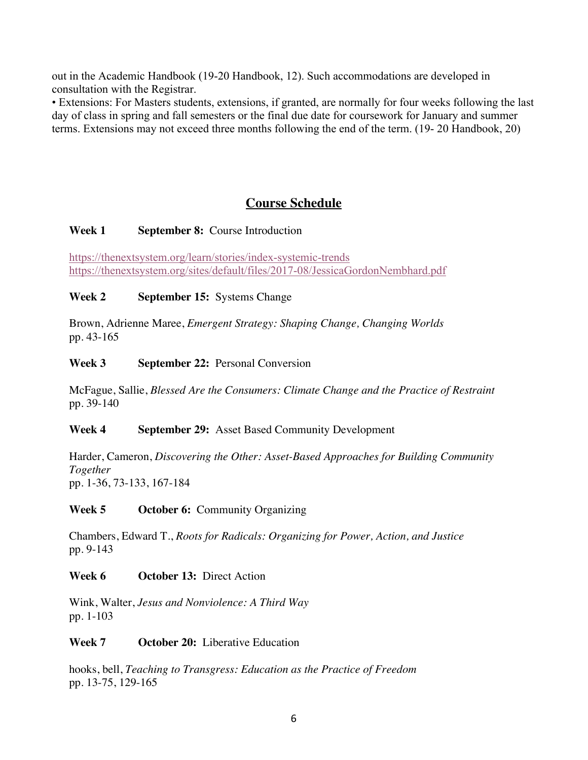out in the Academic Handbook (19-20 Handbook, 12). Such accommodations are developed in consultation with the Registrar.

• Extensions: For Masters students, extensions, if granted, are normally for four weeks following the last day of class in spring and fall semesters or the final due date for coursework for January and summer terms. Extensions may not exceed three months following the end of the term. (19- 20 Handbook, 20)

## Course Schedule

**Week 1** **September 8:** Course Introduction

https://thenextsystem.org/learn/stories/index-systemic-trends
https://thenextsystem.org/sites/default/files/2017-08/JessicaGordonNembhard.pdf

**Week 2** **September 15:** Systems Change

Brown, Adrienne Maree, *Emergent Strategy: Shaping Change, Changing Worlds*
pp. 43-165

**Week 3** **September 22:** Personal Conversion

McFague, Sallie, *Blessed Are the Consumers: Climate Change and the Practice of Restraint*
pp. 39-140

**Week 4** **September 29:** Asset Based Community Development

Harder, Cameron, *Discovering the Other: Asset-Based Approaches for Building Community Together*
pp. 1-36, 73-133, 167-184

**Week 5** **October 6:** Community Organizing

Chambers, Edward T., *Roots for Radicals: Organizing for Power, Action, and Justice*
pp. 9-143

**Week 6** **October 13:** Direct Action

Wink, Walter, *Jesus and Nonviolence: A Third Way*
pp. 1-103

**Week 7** **October 20:** Liberative Education

hooks, bell, *Teaching to Transgress: Education as the Practice of Freedom*
pp. 13-75, 129-165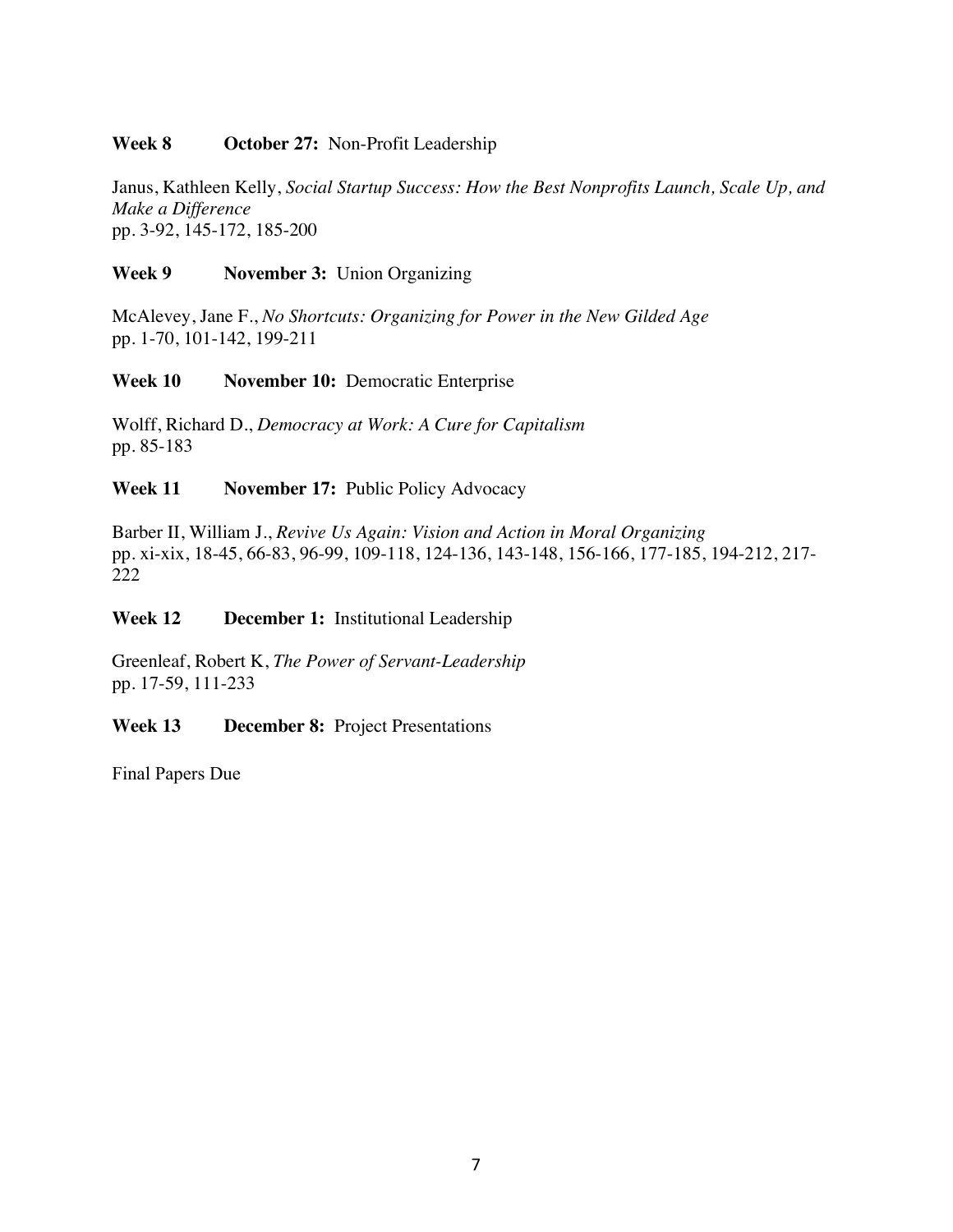**Week 8** **October 27:** Non-Profit Leadership

Janus, Kathleen Kelly, *Social Startup Success: How the Best Nonprofits Launch, Scale Up, and Make a Difference*
pp. 3-92, 145-172, 185-200

**Week 9** **November 3:** Union Organizing

McAlevey, Jane F., *No Shortcuts: Organizing for Power in the New Gilded Age*
pp. 1-70, 101-142, 199-211

**Week 10** **November 10:** Democratic Enterprise

Wolff, Richard D., *Democracy at Work: A Cure for Capitalism*
pp. 85-183

**Week 11** **November 17:** Public Policy Advocacy

Barber II, William J., *Revive Us Again: Vision and Action in Moral Organizing*
pp. xi-xix, 18-45, 66-83, 96-99, 109-118, 124-136, 143-148, 156-166, 177-185, 194-212, 217-222

**Week 12** **December 1:** Institutional Leadership

Greenleaf, Robert K, *The Power of Servant-Leadership*
pp. 17-59, 111-233

**Week 13** **December 8:** Project Presentations

Final Papers Due